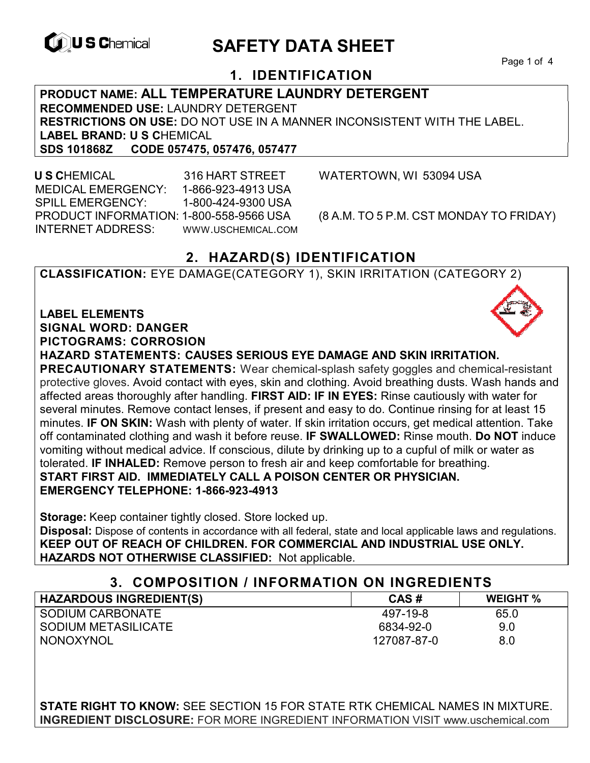# SAFETY DATA SHEET

## 1. IDENTIFICATION

**PRODUCT NAME: ALL TEMPERATURE LAUNDRY DETERGENT**
**RECOMMENDED USE:** LAUNDRY DETERGENT
**RESTRICTIONS ON USE:** DO NOT USE IN A MANNER INCONSISTENT WITH THE LABEL.
**LABEL BRAND: U S C**HEMICAL
**SDS 101868Z CODE 057475, 057476, 057477**

**U S C**HEMICAL 316 HART STREET WATERTOWN, WI 53094 USA
MEDICAL EMERGENCY: 1-866-923-4913 USA
SPILL EMERGENCY: 1-800-424-9300 USA
PRODUCT INFORMATION: 1-800-558-9566 USA (8 A.M. TO 5 P.M. CST MONDAY TO FRIDAY)
INTERNET ADDRESS: WWW.USCHEMICAL.COM

## 2. HAZARD(S) IDENTIFICATION

**CLASSIFICATION:** EYE DAMAGE(CATEGORY 1), SKIN IRRITATION (CATEGORY 2)

**LABEL ELEMENTS**
**SIGNAL WORD: DANGER**
**PICTOGRAMS: CORROSION**
**HAZARD STATEMENTS: CAUSES SERIOUS EYE DAMAGE AND SKIN IRRITATION.**
**PRECAUTIONARY STATEMENTS:** Wear chemical-splash safety goggles and chemical-resistant protective gloves. Avoid contact with eyes, skin and clothing. Avoid breathing dusts. Wash hands and affected areas thoroughly after handling. **FIRST AID: IF IN EYES:** Rinse cautiously with water for several minutes. Remove contact lenses, if present and easy to do. Continue rinsing for at least 15 minutes. **IF ON SKIN:** Wash with plenty of water. If skin irritation occurs, get medical attention. Take off contaminated clothing and wash it before reuse. **IF SWALLOWED:** Rinse mouth. **Do NOT** induce vomiting without medical advice. If conscious, dilute by drinking up to a cupful of milk or water as tolerated. **IF INHALED:** Remove person to fresh air and keep comfortable for breathing.
**START FIRST AID. IMMEDIATELY CALL A POISON CENTER OR PHYSICIAN.**
**EMERGENCY TELEPHONE: 1-866-923-4913**

**Storage:** Keep container tightly closed. Store locked up.
**Disposal:** Dispose of contents in accordance with all federal, state and local applicable laws and regulations.
**KEEP OUT OF REACH OF CHILDREN. FOR COMMERCIAL AND INDUSTRIAL USE ONLY.**
**HAZARDS NOT OTHERWISE CLASSIFIED:** Not applicable.

## 3. COMPOSITION / INFORMATION ON INGREDIENTS

| HAZARDOUS INGREDIENT(S) | CAS # | WEIGHT % |
|---|---|---|
| SODIUM CARBONATE | 497-19-8 | 65.0 |
| SODIUM METASILICATE | 6834-92-0 | 9.0 |
| NONOXYNOL | 127087-87-0 | 8.0 |

**STATE RIGHT TO KNOW:** SEE SECTION 15 FOR STATE RTK CHEMICAL NAMES IN MIXTURE.
**INGREDIENT DISCLOSURE:** FOR MORE INGREDIENT INFORMATION VISIT www.uschemical.com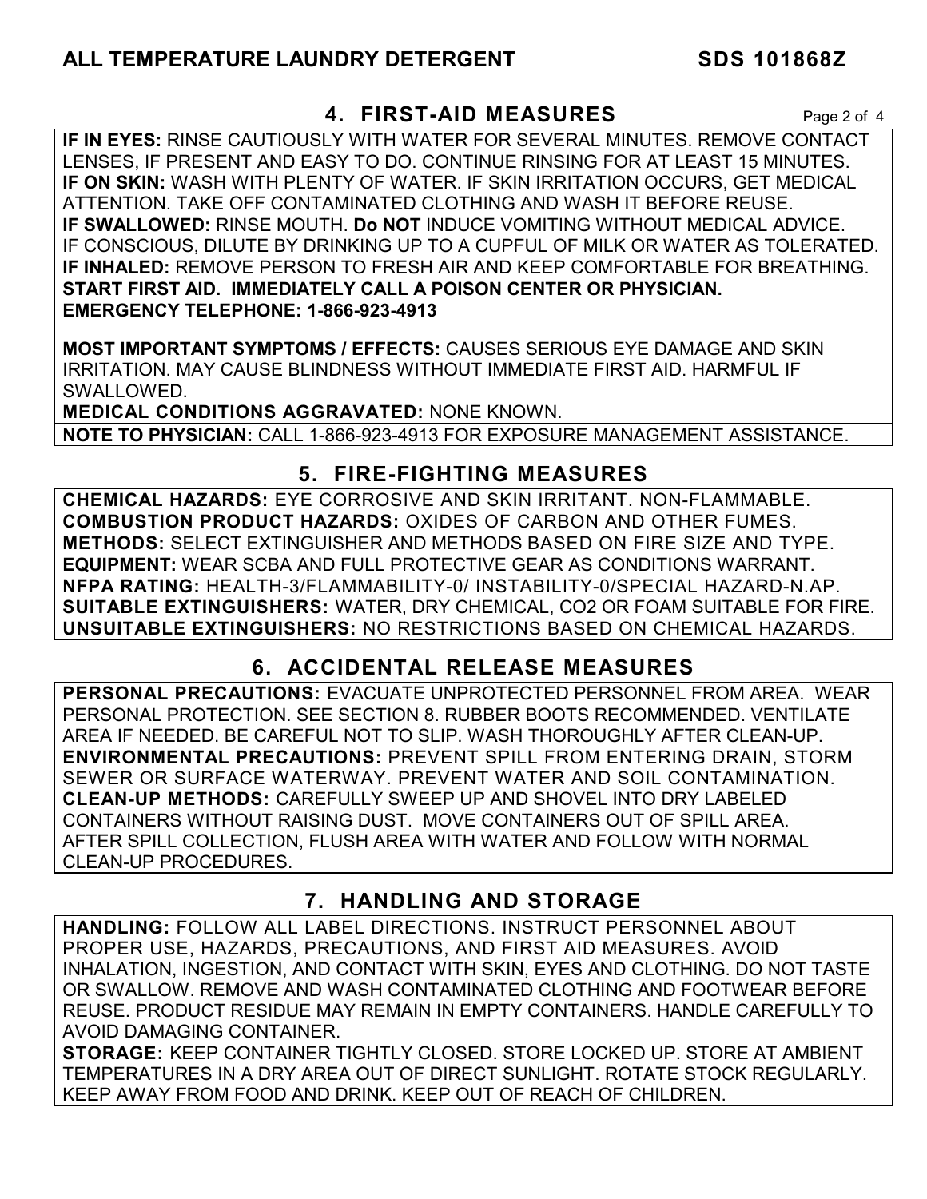## 4. FIRST-AID MEASURES

**IF IN EYES:** RINSE CAUTIOUSLY WITH WATER FOR SEVERAL MINUTES. REMOVE CONTACT LENSES, IF PRESENT AND EASY TO DO. CONTINUE RINSING FOR AT LEAST 15 MINUTES.
**IF ON SKIN:** WASH WITH PLENTY OF WATER. IF SKIN IRRITATION OCCURS, GET MEDICAL ATTENTION. TAKE OFF CONTAMINATED CLOTHING AND WASH IT BEFORE REUSE.
**IF SWALLOWED:** RINSE MOUTH. **Do NOT** INDUCE VOMITING WITHOUT MEDICAL ADVICE. IF CONSCIOUS, DILUTE BY DRINKING UP TO A CUPFUL OF MILK OR WATER AS TOLERATED.
**IF INHALED:** REMOVE PERSON TO FRESH AIR AND KEEP COMFORTABLE FOR BREATHING.
**START FIRST AID. IMMEDIATELY CALL A POISON CENTER OR PHYSICIAN.**
**EMERGENCY TELEPHONE: 1-866-923-4913**

**MOST IMPORTANT SYMPTOMS / EFFECTS:** CAUSES SERIOUS EYE DAMAGE AND SKIN IRRITATION. MAY CAUSE BLINDNESS WITHOUT IMMEDIATE FIRST AID. HARMFUL IF SWALLOWED.
**MEDICAL CONDITIONS AGGRAVATED:** NONE KNOWN.
**NOTE TO PHYSICIAN:** CALL 1-866-923-4913 FOR EXPOSURE MANAGEMENT ASSISTANCE.

## 5. FIRE-FIGHTING MEASURES

**CHEMICAL HAZARDS:** EYE CORROSIVE AND SKIN IRRITANT. NON-FLAMMABLE.
**COMBUSTION PRODUCT HAZARDS:** OXIDES OF CARBON AND OTHER FUMES.
**METHODS:** SELECT EXTINGUISHER AND METHODS BASED ON FIRE SIZE AND TYPE.
**EQUIPMENT:** WEAR SCBA AND FULL PROTECTIVE GEAR AS CONDITIONS WARRANT.
**NFPA RATING:** HEALTH-3/FLAMMABILITY-0/ INSTABILITY-0/SPECIAL HAZARD-N.AP.
**SUITABLE EXTINGUISHERS:** WATER, DRY CHEMICAL, $CO_2$ OR FOAM SUITABLE FOR FIRE.
**UNSUITABLE EXTINGUISHERS:** NO RESTRICTIONS BASED ON CHEMICAL HAZARDS.

## 6. ACCIDENTAL RELEASE MEASURES

**PERSONAL PRECAUTIONS:** EVACUATE UNPROTECTED PERSONNEL FROM AREA. WEAR PERSONAL PROTECTION. SEE SECTION 8. RUBBER BOOTS RECOMMENDED. VENTILATE AREA IF NEEDED. BE CAREFUL NOT TO SLIP. WASH THOROUGHLY AFTER CLEAN-UP.
**ENVIRONMENTAL PRECAUTIONS:** PREVENT SPILL FROM ENTERING DRAIN, STORM SEWER OR SURFACE WATERWAY. PREVENT WATER AND SOIL CONTAMINATION.
**CLEAN-UP METHODS:** CAREFULLY SWEEP UP AND SHOVEL INTO DRY LABELED CONTAINERS WITHOUT RAISING DUST. MOVE CONTAINERS OUT OF SPILL AREA. AFTER SPILL COLLECTION, FLUSH AREA WITH WATER AND FOLLOW WITH NORMAL CLEAN-UP PROCEDURES.

## 7. HANDLING AND STORAGE

**HANDLING:** FOLLOW ALL LABEL DIRECTIONS. INSTRUCT PERSONNEL ABOUT PROPER USE, HAZARDS, PRECAUTIONS, AND FIRST AID MEASURES. AVOID INHALATION, INGESTION, AND CONTACT WITH SKIN, EYES AND CLOTHING. DO NOT TASTE OR SWALLOW. REMOVE AND WASH CONTAMINATED CLOTHING AND FOOTWEAR BEFORE REUSE. PRODUCT RESIDUE MAY REMAIN IN EMPTY CONTAINERS. HANDLE CAREFULLY TO AVOID DAMAGING CONTAINER.
**STORAGE:** KEEP CONTAINER TIGHTLY CLOSED. STORE LOCKED UP. STORE AT AMBIENT TEMPERATURES IN A DRY AREA OUT OF DIRECT SUNLIGHT. ROTATE STOCK REGULARLY. KEEP AWAY FROM FOOD AND DRINK. KEEP OUT OF REACH OF CHILDREN.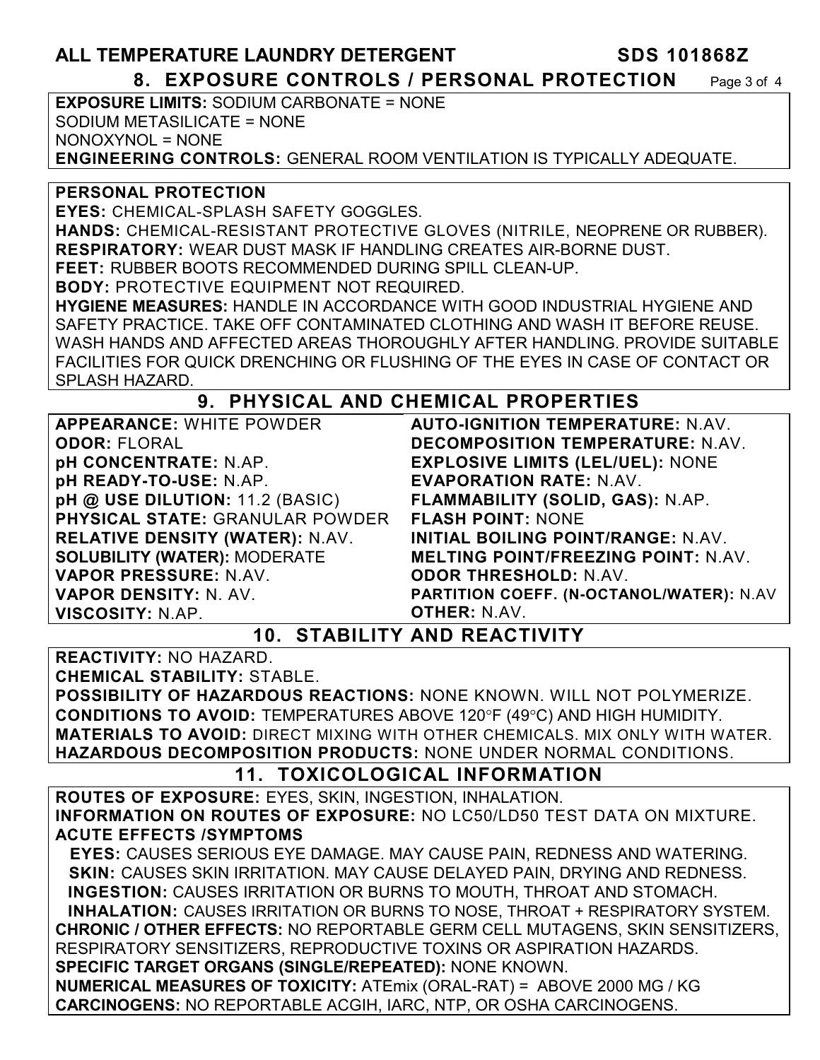## 8. EXPOSURE CONTROLS / PERSONAL PROTECTION

**EXPOSURE LIMITS:** SODIUM CARBONATE = NONE
SODIUM METASILICATE = NONE
NONOXYNOL = NONE
**ENGINEERING CONTROLS:** GENERAL ROOM VENTILATION IS TYPICALLY ADEQUATE.

**PERSONAL PROTECTION**
**EYES:** CHEMICAL-SPLASH SAFETY GOGGLES.
**HANDS:** CHEMICAL-RESISTANT PROTECTIVE GLOVES (NITRILE, NEOPRENE OR RUBBER).
**RESPIRATORY:** WEAR DUST MASK IF HANDLING CREATES AIR-BORNE DUST.
**FEET:** RUBBER BOOTS RECOMMENDED DURING SPILL CLEAN-UP.
**BODY:** PROTECTIVE EQUIPMENT NOT REQUIRED.
**HYGIENE MEASURES:** HANDLE IN ACCORDANCE WITH GOOD INDUSTRIAL HYGIENE AND SAFETY PRACTICE. TAKE OFF CONTAMINATED CLOTHING AND WASH IT BEFORE REUSE. WASH HANDS AND AFFECTED AREAS THOROUGHLY AFTER HANDLING. PROVIDE SUITABLE FACILITIES FOR QUICK DRENCHING OR FLUSHING OF THE EYES IN CASE OF CONTACT OR SPLASH HAZARD.

## 9. PHYSICAL AND CHEMICAL PROPERTIES

**APPEARANCE:** WHITE POWDER
**ODOR:** FLORAL
**pH CONCENTRATE:** N.AP.
**pH READY-TO-USE:** N.AP.
**pH @ USE DILUTION:** 11.2 (BASIC)
**PHYSICAL STATE:** GRANULAR POWDER
**RELATIVE DENSITY (WATER):** N.AV.
**SOLUBILITY (WATER):** MODERATE
**VAPOR PRESSURE:** N.AV.
**VAPOR DENSITY:** N. AV.
**VISCOSITY:** N.AP.
**AUTO-IGNITION TEMPERATURE:** N.AV.
**DECOMPOSITION TEMPERATURE:** N.AV.
**EXPLOSIVE LIMITS (LEL/UEL):** NONE
**EVAPORATION RATE:** N.AV.
**FLAMMABILITY (SOLID, GAS):** N.AP.
**FLASH POINT:** NONE
**INITIAL BOILING POINT/RANGE:** N.AV.
**MELTING POINT/FREEZING POINT:** N.AV.
**ODOR THRESHOLD:** N.AV.
**PARTITION COEFF. (N-OCTANOL/WATER):** N.AV
**OTHER:** N.AV.

## 10. STABILITY AND REACTIVITY

**REACTIVITY:** NO HAZARD.
**CHEMICAL STABILITY:** STABLE.
**POSSIBILITY OF HAZARDOUS REACTIONS:** NONE KNOWN. WILL NOT POLYMERIZE.
**CONDITIONS TO AVOID:** TEMPERATURES ABOVE 120°F (49°C) AND HIGH HUMIDITY.
**MATERIALS TO AVOID:** DIRECT MIXING WITH OTHER CHEMICALS. MIX ONLY WITH WATER.
**HAZARDOUS DECOMPOSITION PRODUCTS:** NONE UNDER NORMAL CONDITIONS.

## 11. TOXICOLOGICAL INFORMATION

**ROUTES OF EXPOSURE:** EYES, SKIN, INGESTION, INHALATION.
**INFORMATION ON ROUTES OF EXPOSURE:** NO LC50/LD50 TEST DATA ON MIXTURE.
**ACUTE EFFECTS /SYMPTOMS**
**EYES:** CAUSES SERIOUS EYE DAMAGE. MAY CAUSE PAIN, REDNESS AND WATERING.
**SKIN:** CAUSES SKIN IRRITATION. MAY CAUSE DELAYED PAIN, DRYING AND REDNESS.
**INGESTION:** CAUSES IRRITATION OR BURNS TO MOUTH, THROAT AND STOMACH.
**INHALATION:** CAUSES IRRITATION OR BURNS TO NOSE, THROAT + RESPIRATORY SYSTEM.
**CHRONIC / OTHER EFFECTS:** NO REPORTABLE GERM CELL MUTAGENS, SKIN SENSITIZERS, RESPIRATORY SENSITIZERS, REPRODUCTIVE TOXINS OR ASPIRATION HAZARDS.
**SPECIFIC TARGET ORGANS (SINGLE/REPEATED):** NONE KNOWN.
**NUMERICAL MEASURES OF TOXICITY:** ATEmix (ORAL-RAT) = ABOVE 2000 MG / KG
**CARCINOGENS:** NO REPORTABLE ACGIH, IARC, NTP, OR OSHA CARCINOGENS.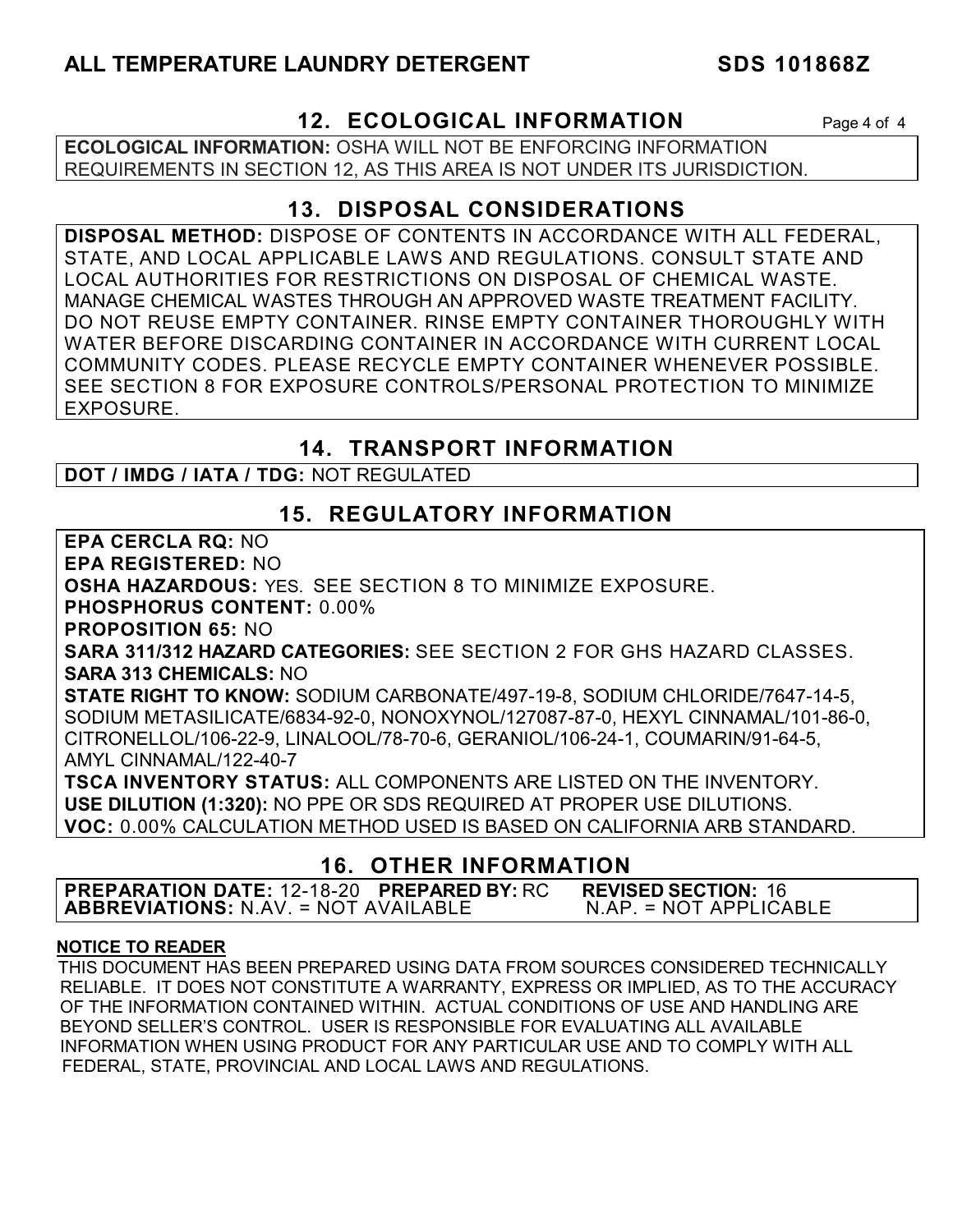## 12. ECOLOGICAL INFORMATION

**ECOLOGICAL INFORMATION:** OSHA WILL NOT BE ENFORCING INFORMATION REQUIREMENTS IN SECTION 12, AS THIS AREA IS NOT UNDER ITS JURISDICTION.

## 13. DISPOSAL CONSIDERATIONS

**DISPOSAL METHOD:** DISPOSE OF CONTENTS IN ACCORDANCE WITH ALL FEDERAL, STATE, AND LOCAL APPLICABLE LAWS AND REGULATIONS. CONSULT STATE AND LOCAL AUTHORITIES FOR RESTRICTIONS ON DISPOSAL OF CHEMICAL WASTE. MANAGE CHEMICAL WASTES THROUGH AN APPROVED WASTE TREATMENT FACILITY. DO NOT REUSE EMPTY CONTAINER. RINSE EMPTY CONTAINER THOROUGHLY WITH WATER BEFORE DISCARDING CONTAINER IN ACCORDANCE WITH CURRENT LOCAL COMMUNITY CODES. PLEASE RECYCLE EMPTY CONTAINER WHENEVER POSSIBLE. SEE SECTION 8 FOR EXPOSURE CONTROLS/PERSONAL PROTECTION TO MINIMIZE EXPOSURE.

## 14. TRANSPORT INFORMATION

**DOT / IMDG / IATA / TDG:** NOT REGULATED

## 15. REGULATORY INFORMATION

**EPA CERCLA RQ:** NO
**EPA REGISTERED:** NO
**OSHA HAZARDOUS:** YES. SEE SECTION 8 TO MINIMIZE EXPOSURE.
**PHOSPHORUS CONTENT:** 0.00%
**PROPOSITION 65:** NO
**SARA 311/312 HAZARD CATEGORIES:** SEE SECTION 2 FOR GHS HAZARD CLASSES.
**SARA 313 CHEMICALS:** NO
**STATE RIGHT TO KNOW:** SODIUM CARBONATE/497-19-8, SODIUM CHLORIDE/7647-14-5, SODIUM METASILICATE/6834-92-0, NONOXYNOL/127087-87-0, HEXYL CINNAMAL/101-86-0, CITRONELLOL/106-22-9, LINALOOL/78-70-6, GERANIOL/106-24-1, COUMARIN/91-64-5, AMYL CINNAMAL/122-40-7
**TSCA INVENTORY STATUS:** ALL COMPONENTS ARE LISTED ON THE INVENTORY.
**USE DILUTION (1:320):** NO PPE OR SDS REQUIRED AT PROPER USE DILUTIONS.
**VOC:** 0.00% CALCULATION METHOD USED IS BASED ON CALIFORNIA ARB STANDARD.

## 16. OTHER INFORMATION

**PREPARATION DATE:** 12-18-20 **PREPARED BY:** RC **REVISED SECTION:** 16
**ABBREVIATIONS:** N.AV. = NOT AVAILABLE N.AP. = NOT APPLICABLE

**NOTICE TO READER**

THIS DOCUMENT HAS BEEN PREPARED USING DATA FROM SOURCES CONSIDERED TECHNICALLY RELIABLE. IT DOES NOT CONSTITUTE A WARRANTY, EXPRESS OR IMPLIED, AS TO THE ACCURACY OF THE INFORMATION CONTAINED WITHIN. ACTUAL CONDITIONS OF USE AND HANDLING ARE BEYOND SELLER'S CONTROL. USER IS RESPONSIBLE FOR EVALUATING ALL AVAILABLE INFORMATION WHEN USING PRODUCT FOR ANY PARTICULAR USE AND TO COMPLY WITH ALL FEDERAL, STATE, PROVINCIAL AND LOCAL LAWS AND REGULATIONS.